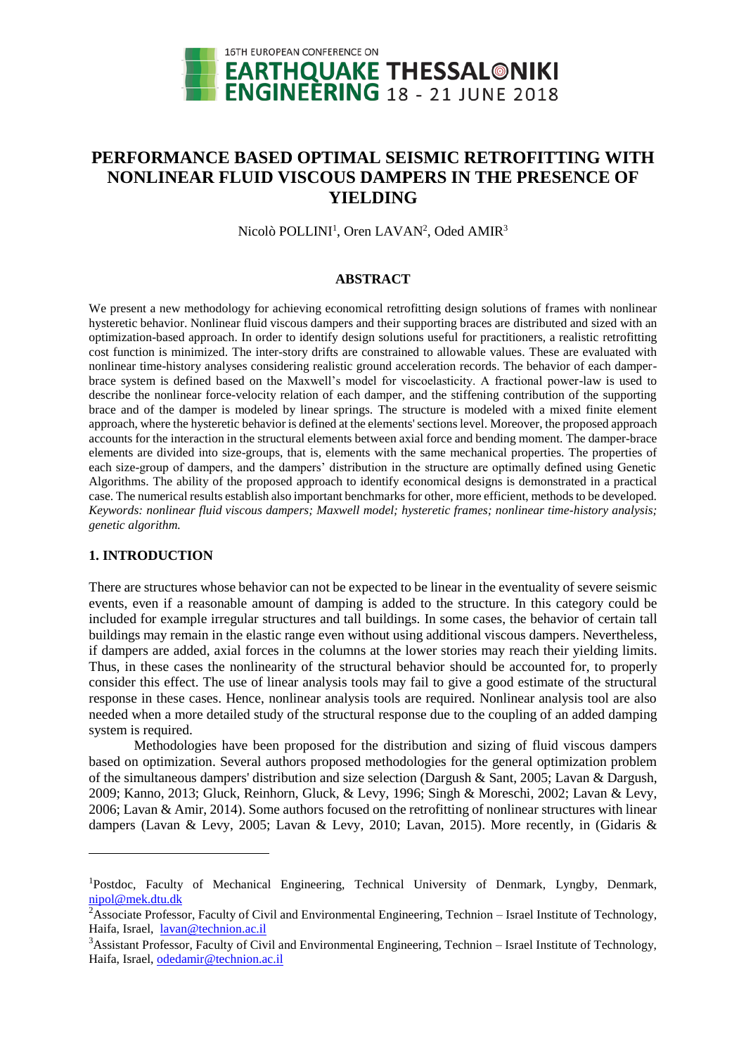# PERFORMANCE BASED OPTIMAL SEISMIC RETROFITTING WITH NONLINEAR FLUID VISCOUS DAMPERS IN THE PRESENCE OF YIELDING

Nicolò POLLINI[1], Oren LAVAN[2], Oded AMIR[3]

## ABSTRACT

We present a new methodology for achieving economical retrofitting design solutions of frames with nonlinear hysteretic behavior. Nonlinear fluid viscous dampers and their supporting braces are distributed and sized with an optimization-based approach. In order to identify design solutions useful for practitioners, a realistic retrofitting cost function is minimized. The inter-story drifts are constrained to allowable values. These are evaluated with nonlinear time-history analyses considering realistic ground acceleration records. The behavior of each damper-brace system is defined based on the Maxwell's model for viscoelasticity. A fractional power-law is used to describe the nonlinear force-velocity relation of each damper, and the stiffening contribution of the supporting brace and of the damper is modeled by linear springs. The structure is modeled with a mixed finite element approach, where the hysteretic behavior is defined at the elements' sections level. Moreover, the proposed approach accounts for the interaction in the structural elements between axial force and bending moment. The damper-brace elements are divided into size-groups, that is, elements with the same mechanical properties. The properties of each size-group of dampers, and the dampers' distribution in the structure are optimally defined using Genetic Algorithms. The ability of the proposed approach to identify economical designs is demonstrated in a practical case. The numerical results establish also important benchmarks for other, more efficient, methods to be developed.

*Keywords: nonlinear fluid viscous dampers; Maxwell model; hysteretic frames; nonlinear time-history analysis; genetic algorithm.*

## 1. INTRODUCTION

There are structures whose behavior can not be expected to be linear in the eventuality of severe seismic events, even if a reasonable amount of damping is added to the structure. In this category could be included for example irregular structures and tall buildings. In some cases, the behavior of certain tall buildings may remain in the elastic range even without using additional viscous dampers. Nevertheless, if dampers are added, axial forces in the columns at the lower stories may reach their yielding limits. Thus, in these cases the nonlinearity of the structural behavior should be accounted for, to properly consider this effect. The use of linear analysis tools may fail to give a good estimate of the structural response in these cases. Hence, nonlinear analysis tools are required. Nonlinear analysis tool are also needed when a more detailed study of the structural response due to the coupling of an added damping system is required.

Methodologies have been proposed for the distribution and sizing of fluid viscous dampers based on optimization. Several authors proposed methodologies for the general optimization problem of the simultaneous dampers' distribution and size selection (Dargush & Sant, 2005; Lavan & Dargush, 2009; Kanno, 2013; Gluck, Reinhorn, Gluck, & Levy, 1996; Singh & Moreschi, 2002; Lavan & Levy, 2006; Lavan & Amir, 2014). Some authors focused on the retrofitting of nonlinear structures with linear dampers (Lavan & Levy, 2005; Lavan & Levy, 2010; Lavan, 2015). More recently, in (Gidaris &

---

[1]Postdoc, Faculty of Mechanical Engineering, Technical University of Denmark, Lyngby, Denmark, nipol@mek.dtu.dk

[2]Associate Professor, Faculty of Civil and Environmental Engineering, Technion – Israel Institute of Technology, Haifa, Israel, lavan@technion.ac.il

[3]Assistant Professor, Faculty of Civil and Environmental Engineering, Technion – Israel Institute of Technology, Haifa, Israel, odedamir@technion.ac.il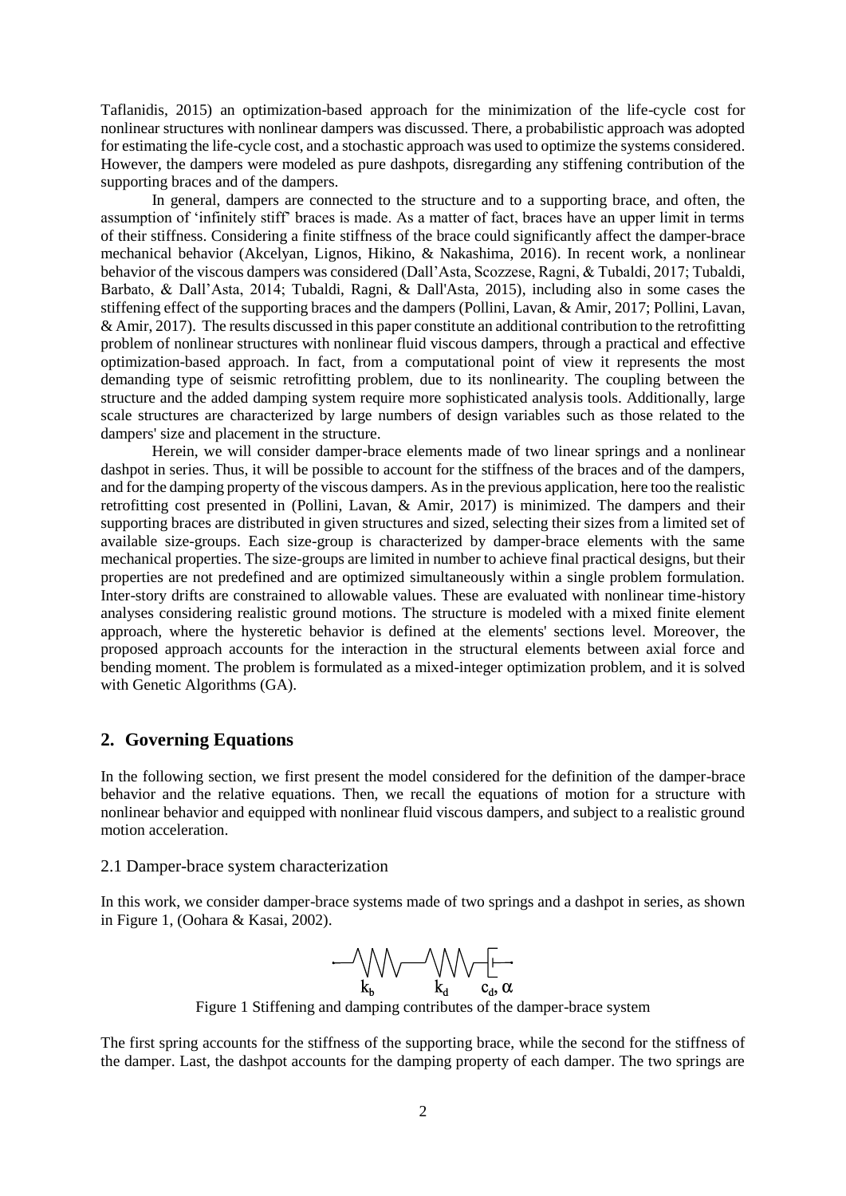Taflanidis, 2015) an optimization-based approach for the minimization of the life-cycle cost for nonlinear structures with nonlinear dampers was discussed. There, a probabilistic approach was adopted for estimating the life-cycle cost, and a stochastic approach was used to optimize the systems considered. However, the dampers were modeled as pure dashpots, disregarding any stiffening contribution of the supporting braces and of the dampers.

In general, dampers are connected to the structure and to a supporting brace, and often, the assumption of 'infinitely stiff' braces is made. As a matter of fact, braces have an upper limit in terms of their stiffness. Considering a finite stiffness of the brace could significantly affect the damper-brace mechanical behavior (Akcelyan, Lignos, Hikino, & Nakashima, 2016). In recent work, a nonlinear behavior of the viscous dampers was considered (Dall'Asta, Scozzese, Ragni, & Tubaldi, 2017; Tubaldi, Barbato, & Dall'Asta, 2014; Tubaldi, Ragni, & Dall'Asta, 2015), including also in some cases the stiffening effect of the supporting braces and the dampers (Pollini, Lavan, & Amir, 2017; Pollini, Lavan, & Amir, 2017). The results discussed in this paper constitute an additional contribution to the retrofitting problem of nonlinear structures with nonlinear fluid viscous dampers, through a practical and effective optimization-based approach. In fact, from a computational point of view it represents the most demanding type of seismic retrofitting problem, due to its nonlinearity. The coupling between the structure and the added damping system require more sophisticated analysis tools. Additionally, large scale structures are characterized by large numbers of design variables such as those related to the dampers' size and placement in the structure.

Herein, we will consider damper-brace elements made of two linear springs and a nonlinear dashpot in series. Thus, it will be possible to account for the stiffness of the braces and of the dampers, and for the damping property of the viscous dampers. As in the previous application, here too the realistic retrofitting cost presented in (Pollini, Lavan, & Amir, 2017) is minimized. The dampers and their supporting braces are distributed in given structures and sized, selecting their sizes from a limited set of available size-groups. Each size-group is characterized by damper-brace elements with the same mechanical properties. The size-groups are limited in number to achieve final practical designs, but their properties are not predefined and are optimized simultaneously within a single problem formulation. Inter-story drifts are constrained to allowable values. These are evaluated with nonlinear time-history analyses considering realistic ground motions. The structure is modeled with a mixed finite element approach, where the hysteretic behavior is defined at the elements' sections level. Moreover, the proposed approach accounts for the interaction in the structural elements between axial force and bending moment. The problem is formulated as a mixed-integer optimization problem, and it is solved with Genetic Algorithms (GA).

## 2. Governing Equations

In the following section, we first present the model considered for the definition of the damper-brace behavior and the relative equations. Then, we recall the equations of motion for a structure with nonlinear behavior and equipped with nonlinear fluid viscous dampers, and subject to a realistic ground motion acceleration.

### 2.1 Damper-brace system characterization

In this work, we consider damper-brace systems made of two springs and a dashpot in series, as shown in Figure 1, (Oohara & Kasai, 2002).

$k_b$ $\quad$ $k_d$ $\quad$ $c_d, \alpha$

Figure 1 Stiffening and damping contributes of the damper-brace system

The first spring accounts for the stiffness of the supporting brace, while the second for the stiffness of the damper. Last, the dashpot accounts for the damping property of each damper. The two springs are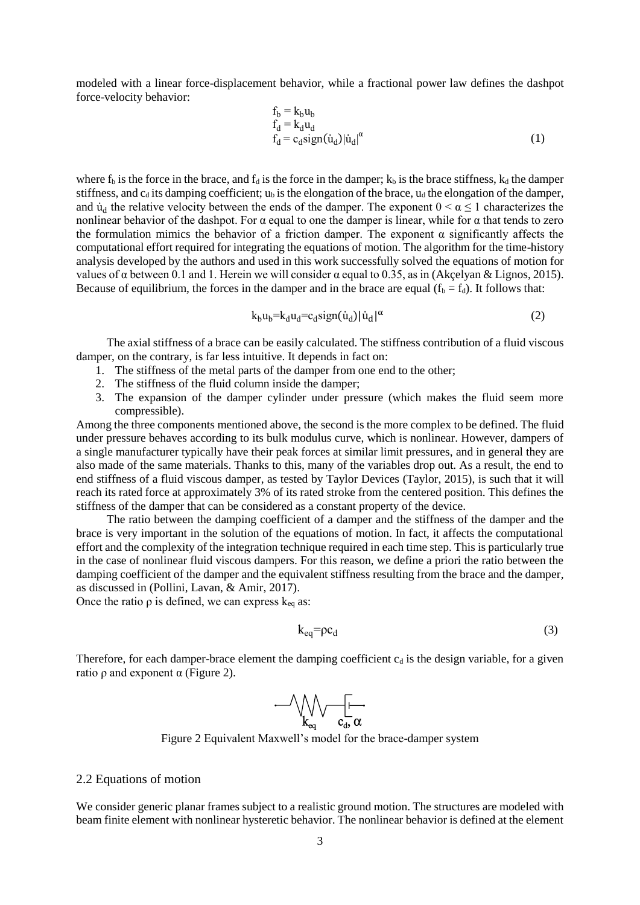modeled with a linear force-displacement behavior, while a fractional power law defines the dashpot force-velocity behavior:

$$
\begin{aligned}
f_b &= k_b u_b \\
f_d &= k_d u_d \\
f_d &= c_d \operatorname{sign}(\dot{u}_d)|\dot{u}_d|^{\alpha}
\end{aligned} \tag{1}
$$

where $f_b$ is the force in the brace, and $f_d$ is the force in the damper; $k_b$ is the brace stiffness, $k_d$ the damper stiffness, and $c_d$ its damping coefficient; $u_b$ is the elongation of the brace, $u_d$ the elongation of the damper, and $\dot{u}_d$ the relative velocity between the ends of the damper. The exponent $0 < \alpha \leq 1$ characterizes the nonlinear behavior of the dashpot. For α equal to one the damper is linear, while for α that tends to zero the formulation mimics the behavior of a friction damper. The exponent α significantly affects the computational effort required for integrating the equations of motion. The algorithm for the time-history analysis developed by the authors and used in this work successfully solved the equations of motion for values of α between 0.1 and 1. Herein we will consider α equal to 0.35, as in (Akçelyan & Lignos, 2015). Because of equilibrium, the forces in the damper and in the brace are equal ($f_b = f_d$). It follows that:

$$
k_b u_b = k_d u_d = c_d \operatorname{sign}(\dot{u}_d)|\dot{u}_d|^{\alpha} \tag{2}
$$

The axial stiffness of a brace can be easily calculated. The stiffness contribution of a fluid viscous damper, on the contrary, is far less intuitive. It depends in fact on:

1. The stiffness of the metal parts of the damper from one end to the other;
2. The stiffness of the fluid column inside the damper;
3. The expansion of the damper cylinder under pressure (which makes the fluid seem more compressible).

Among the three components mentioned above, the second is the more complex to be defined. The fluid under pressure behaves according to its bulk modulus curve, which is nonlinear. However, dampers of a single manufacturer typically have their peak forces at similar limit pressures, and in general they are also made of the same materials. Thanks to this, many of the variables drop out. As a result, the end to end stiffness of a fluid viscous damper, as tested by Taylor Devices (Taylor, 2015), is such that it will reach its rated force at approximately 3% of its rated stroke from the centered position. This defines the stiffness of the damper that can be considered as a constant property of the device.

The ratio between the damping coefficient of a damper and the stiffness of the damper and the brace is very important in the solution of the equations of motion. In fact, it affects the computational effort and the complexity of the integration technique required in each time step. This is particularly true in the case of nonlinear fluid viscous dampers. For this reason, we define a priori the ratio between the damping coefficient of the damper and the equivalent stiffness resulting from the brace and the damper, as discussed in (Pollini, Lavan, & Amir, 2017).

Once the ratio ρ is defined, we can express $k_{eq}$ as:

$$
k_{eq} = \rho c_d \tag{3}
$$

Therefore, for each damper-brace element the damping coefficient $c_d$ is the design variable, for a given ratio ρ and exponent α (Figure 2).

Figure 2 Equivalent Maxwell's model for the brace-damper system

## 2.2 Equations of motion

We consider generic planar frames subject to a realistic ground motion. The structures are modeled with beam finite element with nonlinear hysteretic behavior. The nonlinear behavior is defined at the element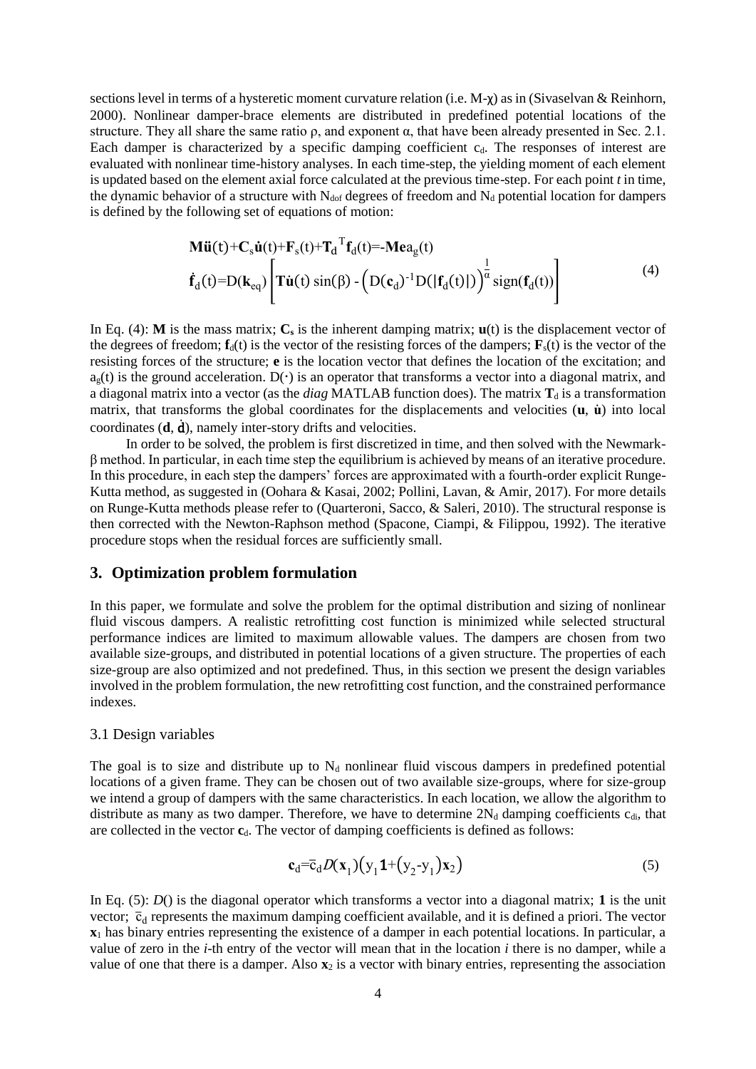sections level in terms of a hysteretic moment curvature relation (i.e. M-χ) as in (Sivaselvan & Reinhorn, 2000). Nonlinear damper-brace elements are distributed in predefined potential locations of the structure. They all share the same ratio ρ, and exponent α, that have been already presented in Sec. 2.1. Each damper is characterized by a specific damping coefficient $c_d$. The responses of interest are evaluated with nonlinear time-history analyses. In each time-step, the yielding moment of each element is updated based on the element axial force calculated at the previous time-step. For each point *t* in time, the dynamic behavior of a structure with $N_{dof}$ degrees of freedom and $N_d$ potential location for dampers is defined by the following set of equations of motion:

$$
\begin{aligned}
&\mathbf{M}\ddot{\mathbf{u}}(t)+\mathbf{C}_s\dot{\mathbf{u}}(t)+\mathbf{F}_s(t)+\mathbf{T}_d^{\ T}\mathbf{f}_d(t)=-\mathbf{M}\mathbf{e}a_g(t)\\
&\dot{\mathbf{f}}_d(t)=D(\mathbf{k}_{eq})\left[\mathbf{T}\dot{\mathbf{u}}(t)\sin(\beta)-\left(D(\mathbf{c}_d)^{-1}D(|\mathbf{f}_d(t)|)\right)^{\frac{1}{\alpha}}\text{sign}(\mathbf{f}_d(t))\right]
\end{aligned}
\tag{4}
$$

In Eq. (4): $\mathbf{M}$ is the mass matrix; $\mathbf{C}_s$ is the inherent damping matrix; $\mathbf{u}(t)$ is the displacement vector of the degrees of freedom; $\mathbf{f}_d(t)$ is the vector of the resisting forces of the dampers; $\mathbf{F}_s(t)$ is the vector of the resisting forces of the structure; $\mathbf{e}$ is the location vector that defines the location of the excitation; and $a_g(t)$ is the ground acceleration. $D(\cdot)$ is an operator that transforms a vector into a diagonal matrix, and a diagonal matrix into a vector (as the *diag* MATLAB function does). The matrix $\mathbf{T}_d$ is a transformation matrix, that transforms the global coordinates for the displacements and velocities ($\mathbf{u}$, $\dot{\mathbf{u}}$) into local coordinates ($\mathbf{d}$, $\dot{\mathbf{d}}$), namely inter-story drifts and velocities.

In order to be solved, the problem is first discretized in time, and then solved with the Newmark-β method. In particular, in each time step the equilibrium is achieved by means of an iterative procedure. In this procedure, in each step the dampers' forces are approximated with a fourth-order explicit Runge-Kutta method, as suggested in (Oohara & Kasai, 2002; Pollini, Lavan, & Amir, 2017). For more details on Runge-Kutta methods please refer to (Quarteroni, Sacco, & Saleri, 2010). The structural response is then corrected with the Newton-Raphson method (Spacone, Ciampi, & Filippou, 1992). The iterative procedure stops when the residual forces are sufficiently small.

## 3. Optimization problem formulation

In this paper, we formulate and solve the problem for the optimal distribution and sizing of nonlinear fluid viscous dampers. A realistic retrofitting cost function is minimized while selected structural performance indices are limited to maximum allowable values. The dampers are chosen from two available size-groups, and distributed in potential locations of a given structure. The properties of each size-group are also optimized and not predefined. Thus, in this section we present the design variables involved in the problem formulation, the new retrofitting cost function, and the constrained performance indexes.

### 3.1 Design variables

The goal is to size and distribute up to $N_d$ nonlinear fluid viscous dampers in predefined potential locations of a given frame. They can be chosen out of two available size-groups, where for size-group we intend a group of dampers with the same characteristics. In each location, we allow the algorithm to distribute as many as two damper. Therefore, we have to determine $2N_d$ damping coefficients $c_{di}$, that are collected in the vector $\mathbf{c}_d$. The vector of damping coefficients is defined as follows:

$$
\mathbf{c}_d=\bar{c}_d D(\mathbf{x}_1)\left(y_1\mathbf{1}+\left(y_2-y_1\right)\mathbf{x}_2\right)
\tag{5}
$$

In Eq. (5): $D()$ is the diagonal operator which transforms a vector into a diagonal matrix; $\mathbf{1}$ is the unit vector; $\bar{c}_d$ represents the maximum damping coefficient available, and it is defined a priori. The vector $\mathbf{x}_1$ has binary entries representing the existence of a damper in each potential locations. In particular, a value of zero in the *i*-th entry of the vector will mean that in the location *i* there is no damper, while a value of one that there is a damper. Also $\mathbf{x}_2$ is a vector with binary entries, representing the association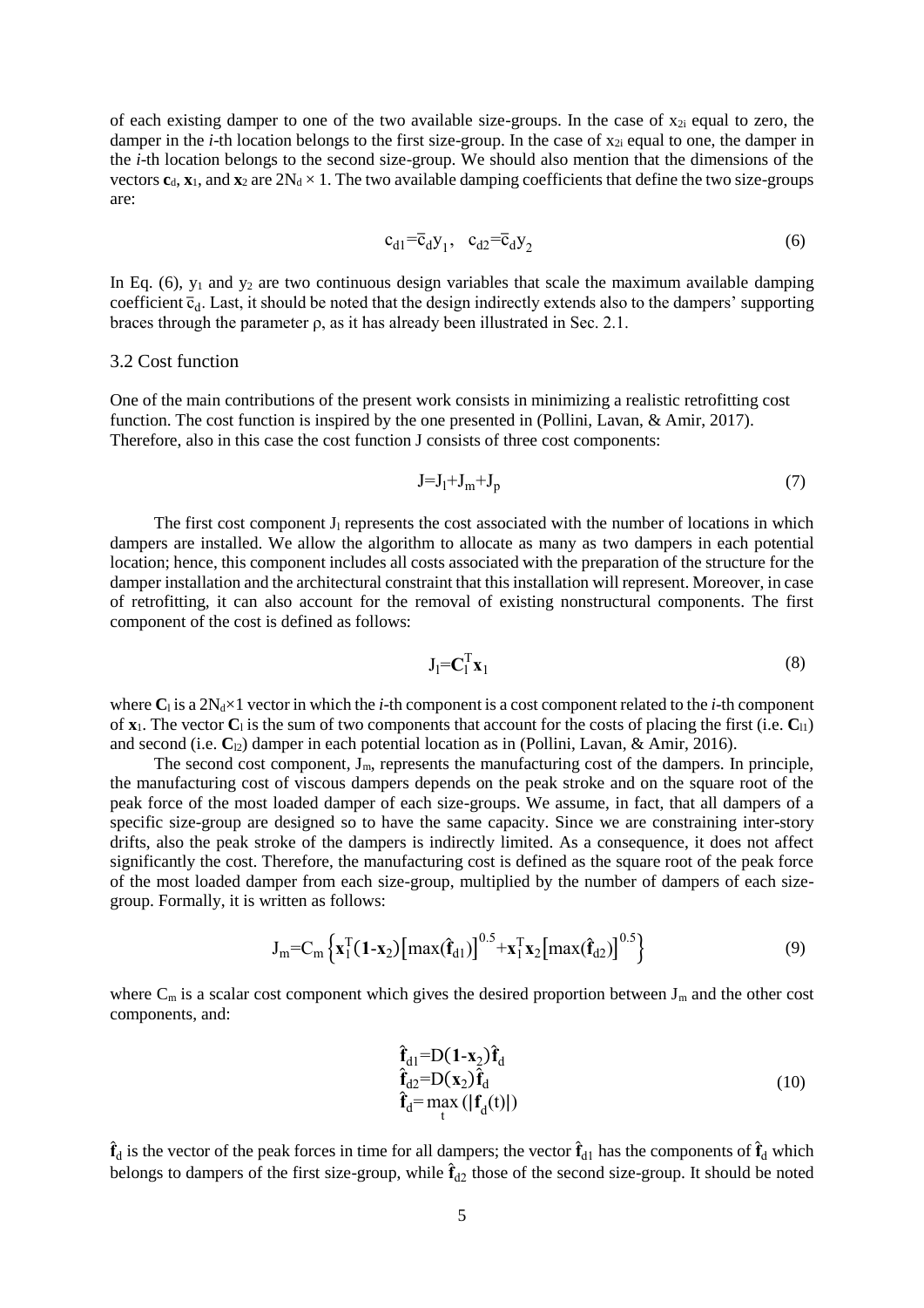of each existing damper to one of the two available size-groups. In the case of $x_{2i}$ equal to zero, the damper in the *i*-th location belongs to the first size-group. In the case of $x_{2i}$ equal to one, the damper in the *i*-th location belongs to the second size-group. We should also mention that the dimensions of the vectors $\mathbf{c}_d$, $\mathbf{x}_1$, and $\mathbf{x}_2$ are $2N_d \times 1$. The two available damping coefficients that define the two size-groups are:

$$c_{d1}=\bar{c}_d y_1, \quad c_{d2}=\bar{c}_d y_2 \tag{6}$$

In Eq. (6), $y_1$ and $y_2$ are two continuous design variables that scale the maximum available damping coefficient $\bar{c}_d$. Last, it should be noted that the design indirectly extends also to the dampers' supporting braces through the parameter $\rho$, as it has already been illustrated in Sec. 2.1.

### 3.2 Cost function

One of the main contributions of the present work consists in minimizing a realistic retrofitting cost function. The cost function is inspired by the one presented in (Pollini, Lavan, & Amir, 2017). Therefore, also in this case the cost function J consists of three cost components:

$$J=J_l+J_m+J_p \tag{7}$$

The first cost component $J_l$ represents the cost associated with the number of locations in which dampers are installed. We allow the algorithm to allocate as many as two dampers in each potential location; hence, this component includes all costs associated with the preparation of the structure for the damper installation and the architectural constraint that this installation will represent. Moreover, in case of retrofitting, it can also account for the removal of existing nonstructural components. The first component of the cost is defined as follows:

$$J_l=\mathbf{C}_l^T \mathbf{x}_1 \tag{8}$$

where $\mathbf{C}_l$ is a $2N_d \times 1$ vector in which the *i*-th component is a cost component related to the *i*-th component of $\mathbf{x}_1$. The vector $\mathbf{C}_l$ is the sum of two components that account for the costs of placing the first (i.e. $\mathbf{C}_{l1}$) and second (i.e. $\mathbf{C}_{l2}$) damper in each potential location as in (Pollini, Lavan, & Amir, 2016).

The second cost component, $J_m$, represents the manufacturing cost of the dampers. In principle, the manufacturing cost of viscous dampers depends on the peak stroke and on the square root of the peak force of the most loaded damper of each size-groups. We assume, in fact, that all dampers of a specific size-group are designed so to have the same capacity. Since we are constraining inter-story drifts, also the peak stroke of the dampers is indirectly limited. As a consequence, it does not affect significantly the cost. Therefore, the manufacturing cost is defined as the square root of the peak force of the most loaded damper from each size-group, multiplied by the number of dampers of each size-group. Formally, it is written as follows:

$$J_m=C_m \left\{ \mathbf{x}_1^T(\mathbf{1}-\mathbf{x}_2)\left[\max(\hat{\mathbf{f}}_{d1})\right]^{0.5}+\mathbf{x}_1^T \mathbf{x}_2\left[\max(\hat{\mathbf{f}}_{d2})\right]^{0.5} \right\} \tag{9}$$

where $C_m$ is a scalar cost component which gives the desired proportion between $J_m$ and the other cost components, and:

$$\begin{aligned} \hat{\mathbf{f}}_{d1} &= D(\mathbf{1}-\mathbf{x}_2)\hat{\mathbf{f}}_d \\ \hat{\mathbf{f}}_{d2} &= D(\mathbf{x}_2)\hat{\mathbf{f}}_d \\ \hat{\mathbf{f}}_d &= \max_t (|\mathbf{f}_d(t)|) \end{aligned} \tag{10}$$

$\hat{\mathbf{f}}_d$ is the vector of the peak forces in time for all dampers; the vector $\hat{\mathbf{f}}_{d1}$ has the components of $\hat{\mathbf{f}}_d$ which belongs to dampers of the first size-group, while $\hat{\mathbf{f}}_{d2}$ those of the second size-group. It should be noted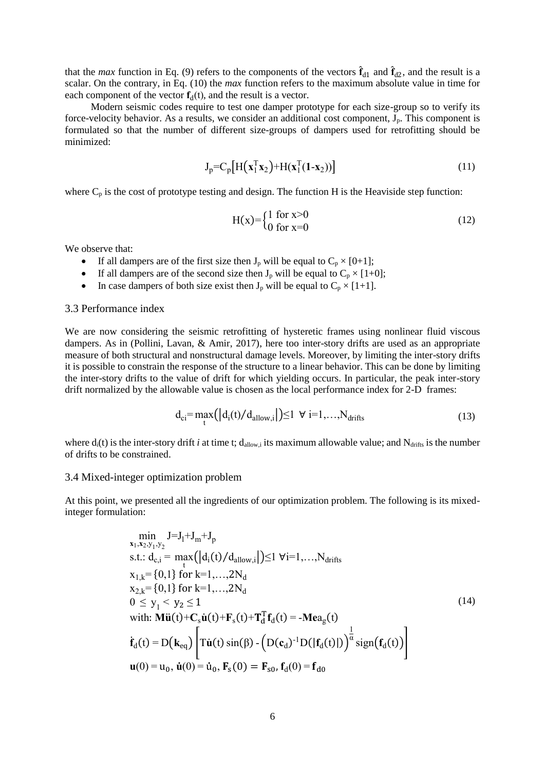that the *max* function in Eq. (9) refers to the components of the vectors $\hat{\mathbf{f}}_{d1}$ and $\hat{\mathbf{f}}_{d2}$, and the result is a scalar. On the contrary, in Eq. (10) the *max* function refers to the maximum absolute value in time for each component of the vector $\mathbf{f}_d(t)$, and the result is a vector.

Modern seismic codes require to test one damper prototype for each size-group so to verify its force-velocity behavior. As a results, we consider an additional cost component, $J_p$. This component is formulated so that the number of different size-groups of dampers used for retrofitting should be minimized:

$$J_p = C_p\left[H\left(\mathbf{x}_1^T\mathbf{x}_2\right) + H(\mathbf{x}_1^T(\mathbf{1}\text{-}\mathbf{x}_2))\right] \tag{11}$$

where $C_p$ is the cost of prototype testing and design. The function H is the Heaviside step function:

$$H(x) = \begin{cases} 1 \text{ for } x>0 \\ 0 \text{ for } x=0 \end{cases} \tag{12}$$

We observe that:

- If all dampers are of the first size then $J_p$ will be equal to $C_p \times [0+1]$;
- If all dampers are of the second size then $J_p$ will be equal to $C_p \times [1+0]$;
- In case dampers of both size exist then $J_p$ will be equal to $C_p \times [1+1]$.

### 3.3 Performance index

We are now considering the seismic retrofitting of hysteretic frames using nonlinear fluid viscous dampers. As in (Pollini, Lavan, & Amir, 2017), here too inter-story drifts are used as an appropriate measure of both structural and nonstructural damage levels. Moreover, by limiting the inter-story drifts it is possible to constrain the response of the structure to a linear behavior. This can be done by limiting the inter-story drifts to the value of drift for which yielding occurs. In particular, the peak inter-story drift normalized by the allowable value is chosen as the local performance index for 2-D frames:

$$d_{ci} = \max_t\left(\left|d_i(t)/d_{allow,i}\right|\right) \leq 1 \;\; \forall \; i=1,\ldots,N_{drifts} \tag{13}$$

where $d_i(t)$ is the inter-story drift *i* at time t; $d_{allow,i}$ its maximum allowable value; and $N_{drifts}$ is the number of drifts to be constrained.

### 3.4 Mixed-integer optimization problem

At this point, we presented all the ingredients of our optimization problem. The following is its mixed-integer formulation:

$$\begin{aligned}
&\min_{\mathbf{x}_1,\mathbf{x}_2,y_1,y_2} \; J = J_l + J_m + J_p \\
&\text{s.t.: } d_{c,i} = \max_t\left(\left|d_i(t)/d_{allow,i}\right|\right) \leq 1 \;\; \forall i=1,\ldots,N_{drifts} \\
&x_{1,k} = \{0,1\} \text{ for } k=1,\ldots,2N_d \\
&x_{2,k} = \{0,1\} \text{ for } k=1,\ldots,2N_d \\
&0 \leq y_1 < y_2 \leq 1 \\
&\text{with: } \mathbf{M}\ddot{\mathbf{u}}(t) + \mathbf{C}_s\dot{\mathbf{u}}(t) + \mathbf{F}_s(t) + \mathbf{T}_d^T\mathbf{f}_d(t) = -\mathbf{M}\mathbf{e}a_g(t) \\
&\dot{\mathbf{f}}_d(t) = D\left(\mathbf{k}_{eq}\right)\left[T\dot{\mathbf{u}}(t)\sin(\beta) - \left(D(\mathbf{c}_d)^{-1}D(|\mathbf{f}_d(t)|)\right)^{\frac{1}{\alpha}}\text{sign}\left(\mathbf{f}_d(t)\right)\right] \\
&\mathbf{u}(0) = u_0,\; \dot{\mathbf{u}}(0) = \dot{u}_0,\; \mathbf{F}_s(0) = \mathbf{F}_{s0},\; \mathbf{f}_d(0) = \mathbf{f}_{d0}
\end{aligned} \tag{14}$$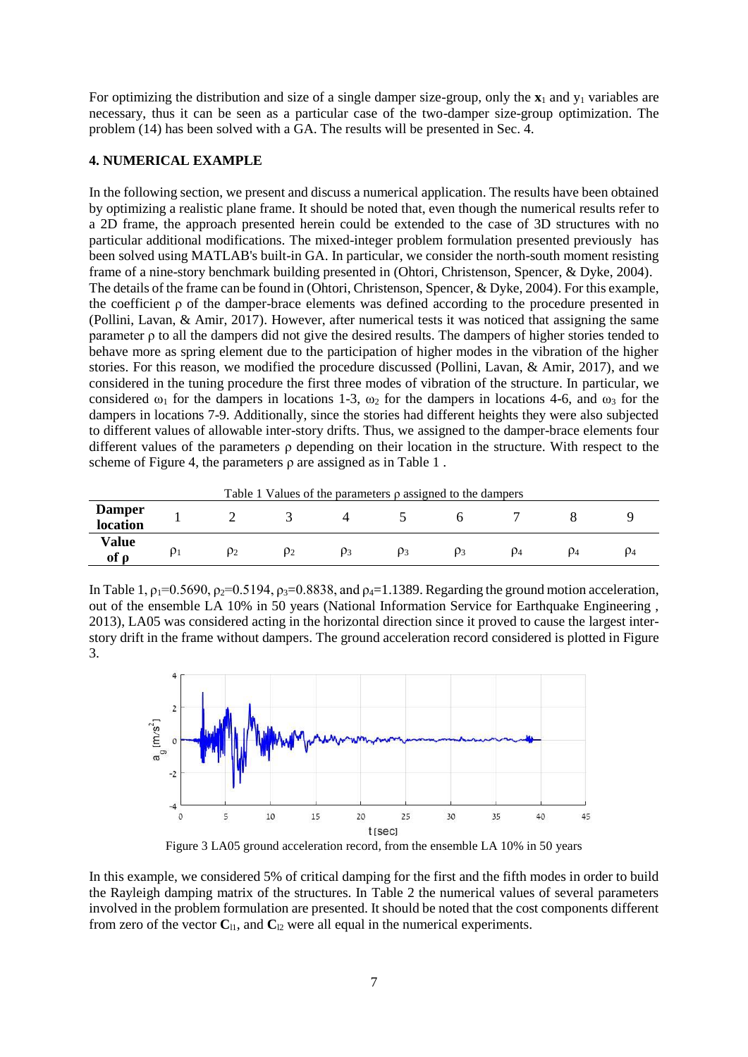For optimizing the distribution and size of a single damper size-group, only the $\mathbf{x}_1$ and $y_1$ variables are necessary, thus it can be seen as a particular case of the two-damper size-group optimization. The problem (14) has been solved with a GA. The results will be presented in Sec. 4.

## 4. NUMERICAL EXAMPLE

In the following section, we present and discuss a numerical application. The results have been obtained by optimizing a realistic plane frame. It should be noted that, even though the numerical results refer to a 2D frame, the approach presented herein could be extended to the case of 3D structures with no particular additional modifications. The mixed-integer problem formulation presented previously has been solved using MATLAB's built-in GA. In particular, we consider the north-south moment resisting frame of a nine-story benchmark building presented in (Ohtori, Christenson, Spencer, & Dyke, 2004). The details of the frame can be found in (Ohtori, Christenson, Spencer, & Dyke, 2004). For this example, the coefficient $\rho$ of the damper-brace elements was defined according to the procedure presented in (Pollini, Lavan, & Amir, 2017). However, after numerical tests it was noticed that assigning the same parameter $\rho$ to all the dampers did not give the desired results. The dampers of higher stories tended to behave more as spring element due to the participation of higher modes in the vibration of the higher stories. For this reason, we modified the procedure discussed (Pollini, Lavan, & Amir, 2017), and we considered in the tuning procedure the first three modes of vibration of the structure. In particular, we considered $\omega_1$ for the dampers in locations 1-3, $\omega_2$ for the dampers in locations 4-6, and $\omega_3$ for the dampers in locations 7-9. Additionally, since the stories had different heights they were also subjected to different values of allowable inter-story drifts. Thus, we assigned to the damper-brace elements four different values of the parameters $\rho$ depending on their location in the structure. With respect to the scheme of Figure 4, the parameters $\rho$ are assigned as in Table 1 .

Table 1 Values of the parameters $\rho$ assigned to the dampers

| **Damper location** | 1 | 2 | 3 | 4 | 5 | 6 | 7 | 8 | 9 |
|---|---|---|---|---|---|---|---|---|---|
| **Value of $\rho$** | $\rho_1$ | $\rho_2$ | $\rho_2$ | $\rho_3$ | $\rho_3$ | $\rho_3$ | $\rho_4$ | $\rho_4$ | $\rho_4$ |

In Table 1, $\rho_1$=0.5690, $\rho_2$=0.5194, $\rho_3$=0.8838, and $\rho_4$=1.1389. Regarding the ground motion acceleration, out of the ensemble LA 10% in 50 years (National Information Service for Earthquake Engineering , 2013), LA05 was considered acting in the horizontal direction since it proved to cause the largest inter-story drift in the frame without dampers. The ground acceleration record considered is plotted in Figure 3.

Figure 3 LA05 ground acceleration record, from the ensemble LA 10% in 50 years

In this example, we considered 5% of critical damping for the first and the fifth modes in order to build the Rayleigh damping matrix of the structures. In Table 2 the numerical values of several parameters involved in the problem formulation are presented. It should be noted that the cost components different from zero of the vector $\mathbf{C}_{l1}$, and $\mathbf{C}_{l2}$ were all equal in the numerical experiments.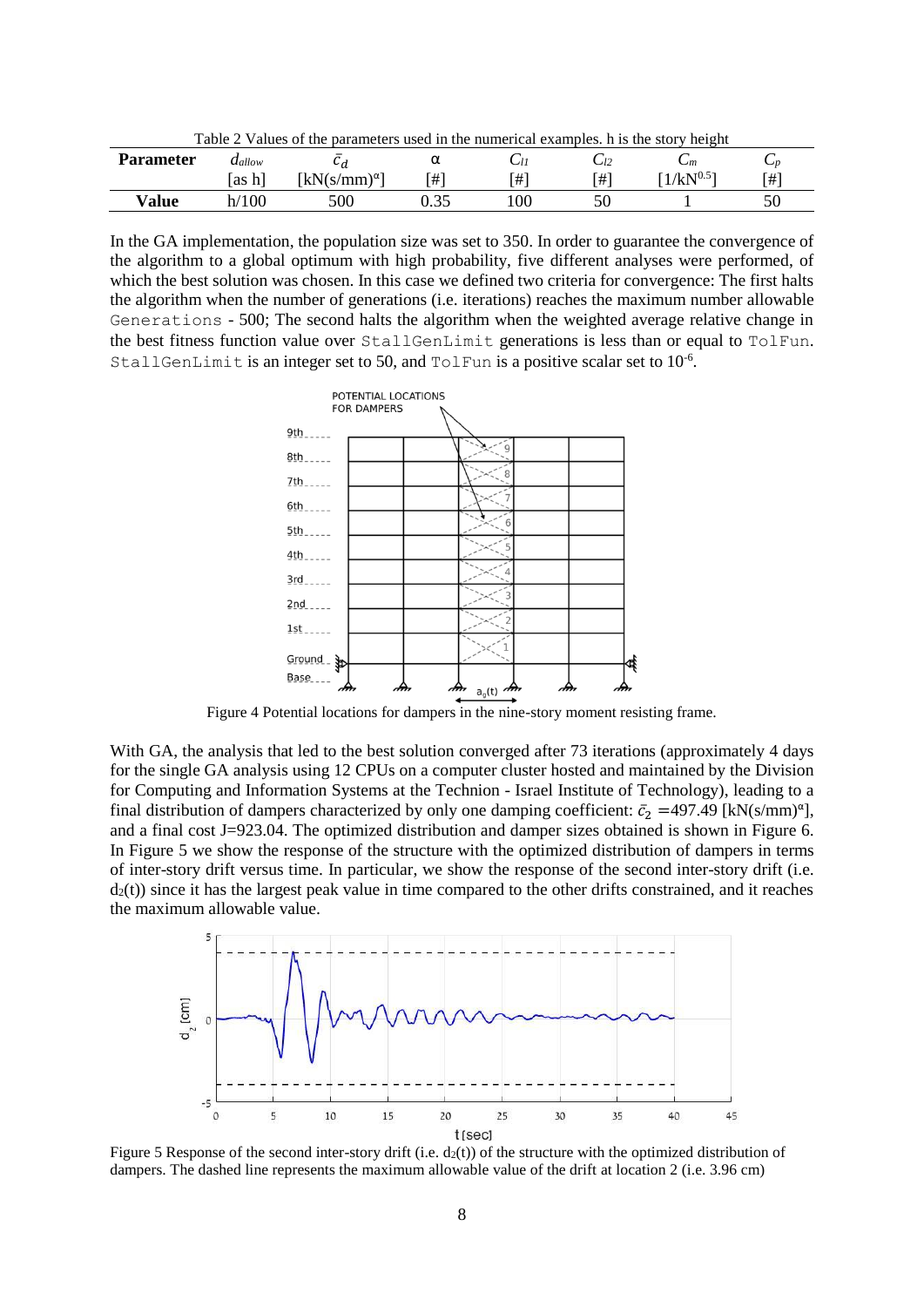Table 2 Values of the parameters used in the numerical examples. h is the story height

| Parameter | $d_{allow}$ [as h] | $\bar{c}_d$ [kN(s/mm)$^\alpha$] | α [#] | $C_{l1}$ [#] | $C_{l2}$ [#] | $C_m$ [1/kN$^{0.5}$] | $C_p$ [#] |
|---|---|---|---|---|---|---|---|
| **Value** | h/100 | 500 | 0.35 | 100 | 50 | 1 | 50 |

In the GA implementation, the population size was set to 350. In order to guarantee the convergence of the algorithm to a global optimum with high probability, five different analyses were performed, of which the best solution was chosen. In this case we defined two criteria for convergence: The first halts the algorithm when the number of generations (i.e. iterations) reaches the maximum number allowable `Generations` - 500; The second halts the algorithm when the weighted average relative change in the best fitness function value over `StallGenLimit` generations is less than or equal to `TolFun`. `StallGenLimit` is an integer set to 50, and `TolFun` is a positive scalar set to $10^{-6}$.

Figure 4 Potential locations for dampers in the nine-story moment resisting frame.

With GA, the analysis that led to the best solution converged after 73 iterations (approximately 4 days for the single GA analysis using 12 CPUs on a computer cluster hosted and maintained by the Division for Computing and Information Systems at the Technion - Israel Institute of Technology), leading to a final distribution of dampers characterized by only one damping coefficient: $\bar{c}_2$ =497.49 [kN(s/mm)$^\alpha$], and a final cost J=923.04. The optimized distribution and damper sizes obtained is shown in Figure 6. In Figure 5 we show the response of the structure with the optimized distribution of dampers in terms of inter-story drift versus time. In particular, we show the response of the second inter-story drift (i.e. $d_2(t)$) since it has the largest peak value in time compared to the other drifts constrained, and it reaches the maximum allowable value.

Figure 5 Response of the second inter-story drift (i.e. $d_2(t)$) of the structure with the optimized distribution of dampers. The dashed line represents the maximum allowable value of the drift at location 2 (i.e. 3.96 cm)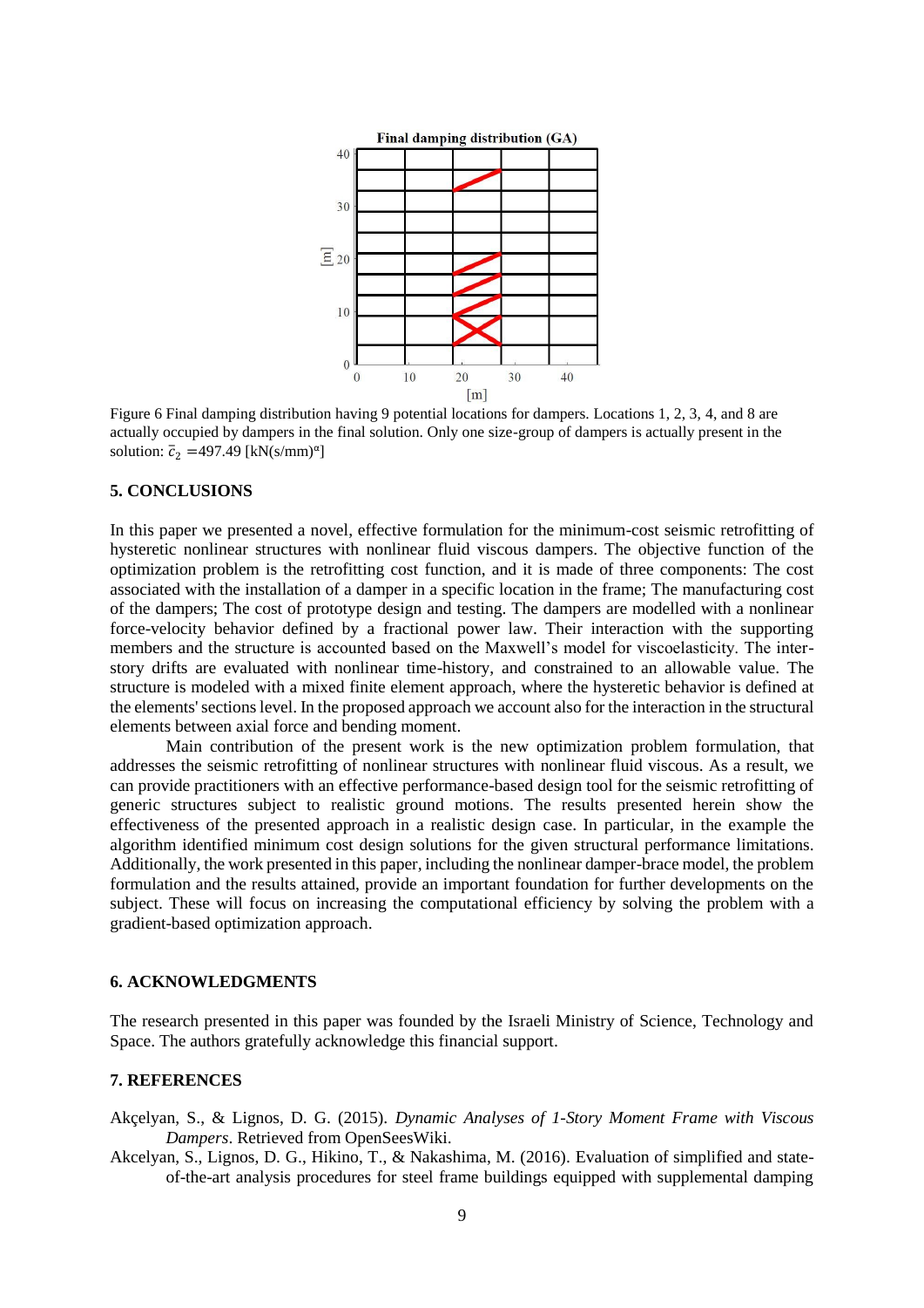Figure 6 Final damping distribution having 9 potential locations for dampers. Locations 1, 2, 3, 4, and 8 are actually occupied by dampers in the final solution. Only one size-group of dampers is actually present in the solution: $\bar{c}_2$ =497.49 [kN(s/mm)$^{\alpha}$]

## 5. CONCLUSIONS

In this paper we presented a novel, effective formulation for the minimum-cost seismic retrofitting of hysteretic nonlinear structures with nonlinear fluid viscous dampers. The objective function of the optimization problem is the retrofitting cost function, and it is made of three components: The cost associated with the installation of a damper in a specific location in the frame; The manufacturing cost of the dampers; The cost of prototype design and testing. The dampers are modelled with a nonlinear force-velocity behavior defined by a fractional power law. Their interaction with the supporting members and the structure is accounted based on the Maxwell's model for viscoelasticity. The inter-story drifts are evaluated with nonlinear time-history, and constrained to an allowable value. The structure is modeled with a mixed finite element approach, where the hysteretic behavior is defined at the elements' sections level. In the proposed approach we account also for the interaction in the structural elements between axial force and bending moment.

Main contribution of the present work is the new optimization problem formulation, that addresses the seismic retrofitting of nonlinear structures with nonlinear fluid viscous. As a result, we can provide practitioners with an effective performance-based design tool for the seismic retrofitting of generic structures subject to realistic ground motions. The results presented herein show the effectiveness of the presented approach in a realistic design case. In particular, in the example the algorithm identified minimum cost design solutions for the given structural performance limitations. Additionally, the work presented in this paper, including the nonlinear damper-brace model, the problem formulation and the results attained, provide an important foundation for further developments on the subject. These will focus on increasing the computational efficiency by solving the problem with a gradient-based optimization approach.

## 6. ACKNOWLEDGMENTS

The research presented in this paper was founded by the Israeli Ministry of Science, Technology and Space. The authors gratefully acknowledge this financial support.

## 7. REFERENCES

Akçelyan, S., & Lignos, D. G. (2015). *Dynamic Analyses of 1-Story Moment Frame with Viscous Dampers*. Retrieved from OpenSeesWiki.

Akcelyan, S., Lignos, D. G., Hikino, T., & Nakashima, M. (2016). Evaluation of simplified and state-of-the-art analysis procedures for steel frame buildings equipped with supplemental damping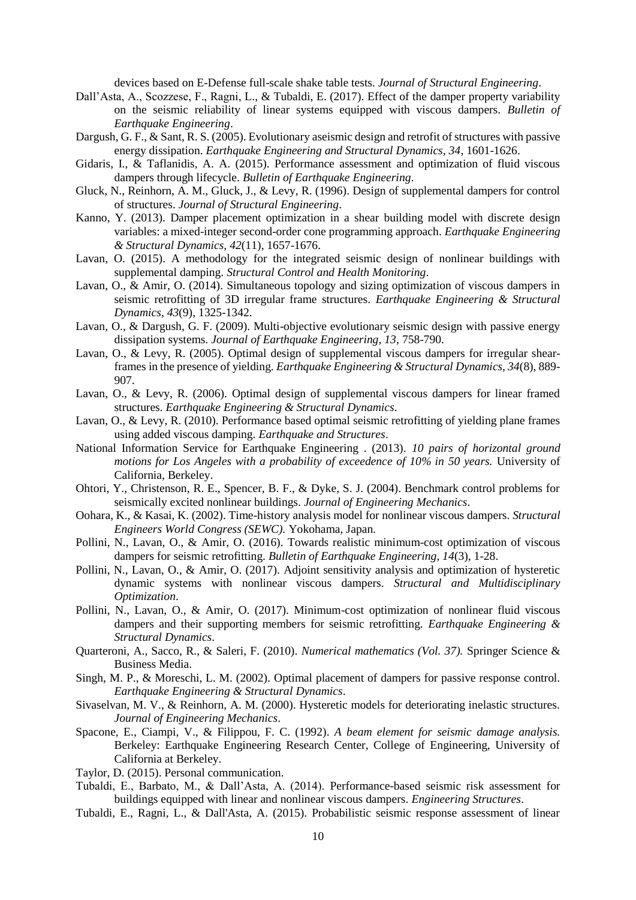devices based on E-Defense full-scale shake table tests. *Journal of Structural Engineering*.

Dall'Asta, A., Scozzese, F., Ragni, L., & Tubaldi, E. (2017). Effect of the damper property variability on the seismic reliability of linear systems equipped with viscous dampers. *Bulletin of Earthquake Engineering*.

Dargush, G. F., & Sant, R. S. (2005). Evolutionary aseismic design and retrofit of structures with passive energy dissipation. *Earthquake Engineering and Structural Dynamics, 34*, 1601-1626.

Gidaris, I., & Taflanidis, A. A. (2015). Performance assessment and optimization of fluid viscous dampers through lifecycle. *Bulletin of Earthquake Engineering*.

Gluck, N., Reinhorn, A. M., Gluck, J., & Levy, R. (1996). Design of supplemental dampers for control of structures. *Journal of Structural Engineering*.

Kanno, Y. (2013). Damper placement optimization in a shear building model with discrete design variables: a mixed-integer second-order cone programming approach. *Earthquake Engineering & Structural Dynamics, 42*(11), 1657-1676.

Lavan, O. (2015). A methodology for the integrated seismic design of nonlinear buildings with supplemental damping. *Structural Control and Health Monitoring*.

Lavan, O., & Amir, O. (2014). Simultaneous topology and sizing optimization of viscous dampers in seismic retrofitting of 3D irregular frame structures. *Earthquake Engineering & Structural Dynamics, 43*(9), 1325-1342.

Lavan, O., & Dargush, G. F. (2009). Multi-objective evolutionary seismic design with passive energy dissipation systems. *Journal of Earthquake Engineering, 13*, 758-790.

Lavan, O., & Levy, R. (2005). Optimal design of supplemental viscous dampers for irregular shear-frames in the presence of yielding. *Earthquake Engineering & Structural Dynamics, 34*(8), 889-907.

Lavan, O., & Levy, R. (2006). Optimal design of supplemental viscous dampers for linear framed structures. *Earthquake Engineering & Structural Dynamics*.

Lavan, O., & Levy, R. (2010). Performance based optimal seismic retrofitting of yielding plane frames using added viscous damping. *Earthquake and Structures*.

National Information Service for Earthquake Engineering . (2013). *10 pairs of horizontal ground motions for Los Angeles with a probability of exceedence of 10% in 50 years.* University of California, Berkeley.

Ohtori, Y., Christenson, R. E., Spencer, B. F., & Dyke, S. J. (2004). Benchmark control problems for seismically excited nonlinear buildings. *Journal of Engineering Mechanics*.

Oohara, K., & Kasai, K. (2002). Time-history analysis model for nonlinear viscous dampers. *Structural Engineers World Congress (SEWC).* Yokohama, Japan.

Pollini, N., Lavan, O., & Amir, O. (2016). Towards realistic minimum-cost optimization of viscous dampers for seismic retrofitting. *Bulletin of Earthquake Engineering, 14*(3), 1-28.

Pollini, N., Lavan, O., & Amir, O. (2017). Adjoint sensitivity analysis and optimization of hysteretic dynamic systems with nonlinear viscous dampers. *Structural and Multidisciplinary Optimization*.

Pollini, N., Lavan, O., & Amir, O. (2017). Minimum-cost optimization of nonlinear fluid viscous dampers and their supporting members for seismic retrofitting. *Earthquake Engineering & Structural Dynamics*.

Quarteroni, A., Sacco, R., & Saleri, F. (2010). *Numerical mathematics (Vol. 37).* Springer Science & Business Media.

Singh, M. P., & Moreschi, L. M. (2002). Optimal placement of dampers for passive response control. *Earthquake Engineering & Structural Dynamics*.

Sivaselvan, M. V., & Reinhorn, A. M. (2000). Hysteretic models for deteriorating inelastic structures. *Journal of Engineering Mechanics*.

Spacone, E., Ciampi, V., & Filippou, F. C. (1992). *A beam element for seismic damage analysis.* Berkeley: Earthquake Engineering Research Center, College of Engineering, University of California at Berkeley.

Taylor, D. (2015). Personal communication.

Tubaldi, E., Barbato, M., & Dall'Asta, A. (2014). Performance-based seismic risk assessment for buildings equipped with linear and nonlinear viscous dampers. *Engineering Structures*.

Tubaldi, E., Ragni, L., & Dall'Asta, A. (2015). Probabilistic seismic response assessment of linear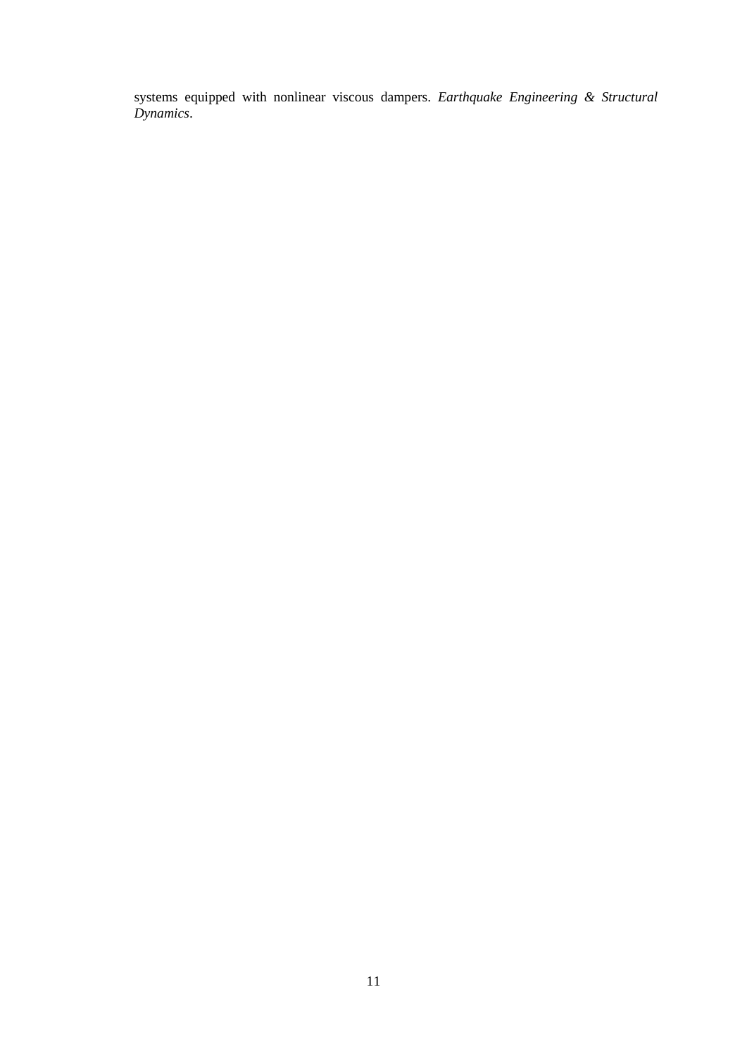systems equipped with nonlinear viscous dampers. *Earthquake Engineering & Structural Dynamics*.